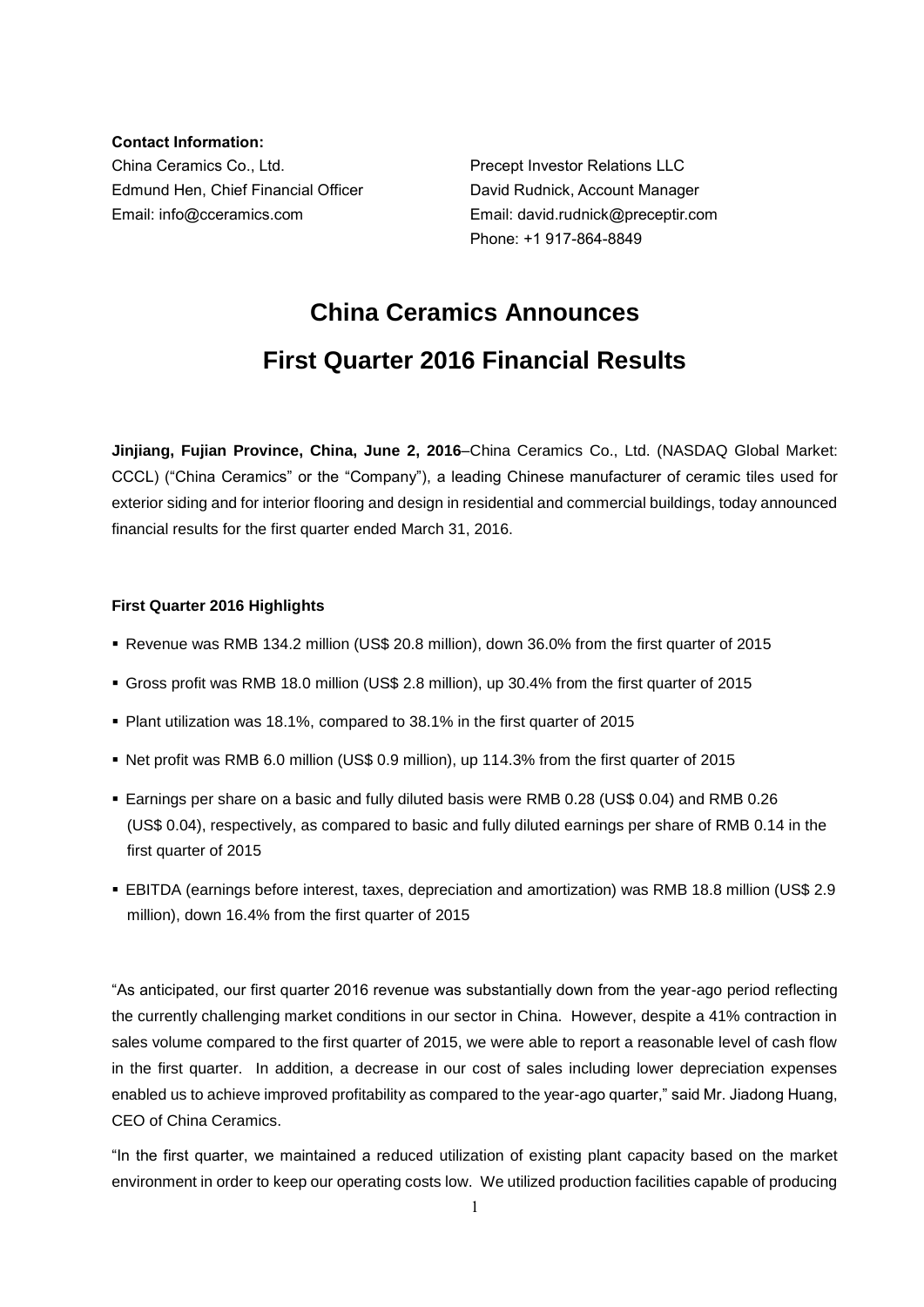**Contact Information:**

China Ceramics Co., Ltd.
Edmund Hen, Chief Financial Officer
Email: info@cceramics.com

Precept Investor Relations LLC
David Rudnick, Account Manager
Email: david.rudnick@preceptir.com
Phone: +1 917-864-8849

# China Ceramics Announces First Quarter 2016 Financial Results

**Jinjiang, Fujian Province, China, June 2, 2016**–China Ceramics Co., Ltd. (NASDAQ Global Market: CCCL) ("China Ceramics" or the "Company"), a leading Chinese manufacturer of ceramic tiles used for exterior siding and for interior flooring and design in residential and commercial buildings, today announced financial results for the first quarter ended March 31, 2016.

**First Quarter 2016 Highlights**

- Revenue was RMB 134.2 million (US$ 20.8 million), down 36.0% from the first quarter of 2015
- Gross profit was RMB 18.0 million (US$ 2.8 million), up 30.4% from the first quarter of 2015
- Plant utilization was 18.1%, compared to 38.1% in the first quarter of 2015
- Net profit was RMB 6.0 million (US$ 0.9 million), up 114.3% from the first quarter of 2015
- Earnings per share on a basic and fully diluted basis were RMB 0.28 (US$ 0.04) and RMB 0.26 (US$ 0.04), respectively, as compared to basic and fully diluted earnings per share of RMB 0.14 in the first quarter of 2015
- EBITDA (earnings before interest, taxes, depreciation and amortization) was RMB 18.8 million (US$ 2.9 million), down 16.4% from the first quarter of 2015

"As anticipated, our first quarter 2016 revenue was substantially down from the year-ago period reflecting the currently challenging market conditions in our sector in China. However, despite a 41% contraction in sales volume compared to the first quarter of 2015, we were able to report a reasonable level of cash flow in the first quarter. In addition, a decrease in our cost of sales including lower depreciation expenses enabled us to achieve improved profitability as compared to the year-ago quarter," said Mr. Jiadong Huang, CEO of China Ceramics.

"In the first quarter, we maintained a reduced utilization of existing plant capacity based on the market environment in order to keep our operating costs low. We utilized production facilities capable of producing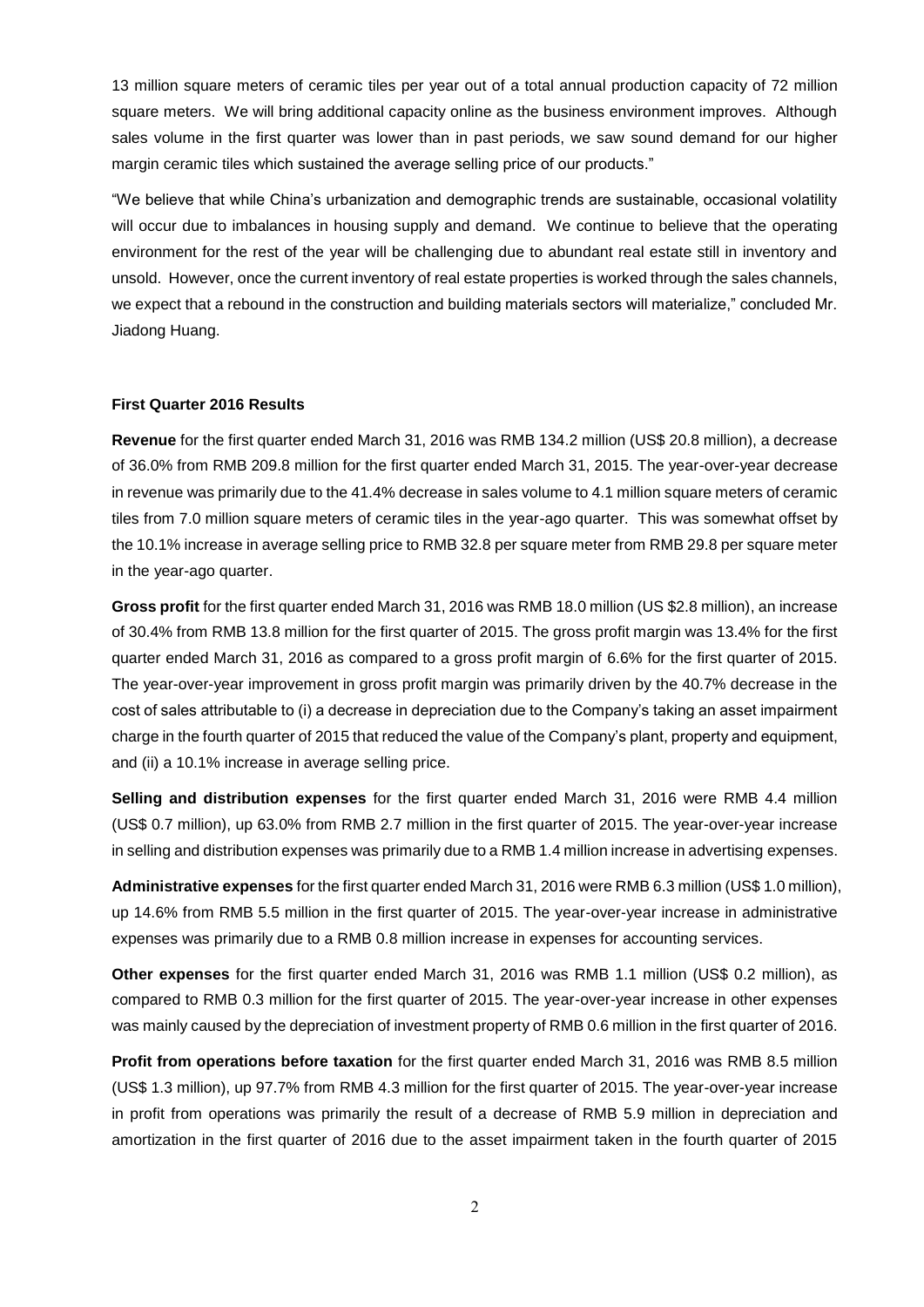13 million square meters of ceramic tiles per year out of a total annual production capacity of 72 million square meters. We will bring additional capacity online as the business environment improves. Although sales volume in the first quarter was lower than in past periods, we saw sound demand for our higher margin ceramic tiles which sustained the average selling price of our products."

"We believe that while China's urbanization and demographic trends are sustainable, occasional volatility will occur due to imbalances in housing supply and demand. We continue to believe that the operating environment for the rest of the year will be challenging due to abundant real estate still in inventory and unsold. However, once the current inventory of real estate properties is worked through the sales channels, we expect that a rebound in the construction and building materials sectors will materialize," concluded Mr. Jiadong Huang.

**First Quarter 2016 Results**

**Revenue** for the first quarter ended March 31, 2016 was RMB 134.2 million (US$ 20.8 million), a decrease of 36.0% from RMB 209.8 million for the first quarter ended March 31, 2015. The year-over-year decrease in revenue was primarily due to the 41.4% decrease in sales volume to 4.1 million square meters of ceramic tiles from 7.0 million square meters of ceramic tiles in the year-ago quarter. This was somewhat offset by the 10.1% increase in average selling price to RMB 32.8 per square meter from RMB 29.8 per square meter in the year-ago quarter.

**Gross profit** for the first quarter ended March 31, 2016 was RMB 18.0 million (US $2.8 million), an increase of 30.4% from RMB 13.8 million for the first quarter of 2015. The gross profit margin was 13.4% for the first quarter ended March 31, 2016 as compared to a gross profit margin of 6.6% for the first quarter of 2015. The year-over-year improvement in gross profit margin was primarily driven by the 40.7% decrease in the cost of sales attributable to (i) a decrease in depreciation due to the Company's taking an asset impairment charge in the fourth quarter of 2015 that reduced the value of the Company's plant, property and equipment, and (ii) a 10.1% increase in average selling price.

**Selling and distribution expenses** for the first quarter ended March 31, 2016 were RMB 4.4 million (US$ 0.7 million), up 63.0% from RMB 2.7 million in the first quarter of 2015. The year-over-year increase in selling and distribution expenses was primarily due to a RMB 1.4 million increase in advertising expenses.

**Administrative expenses** for the first quarter ended March 31, 2016 were RMB 6.3 million (US$ 1.0 million), up 14.6% from RMB 5.5 million in the first quarter of 2015. The year-over-year increase in administrative expenses was primarily due to a RMB 0.8 million increase in expenses for accounting services.

**Other expenses** for the first quarter ended March 31, 2016 was RMB 1.1 million (US$ 0.2 million), as compared to RMB 0.3 million for the first quarter of 2015. The year-over-year increase in other expenses was mainly caused by the depreciation of investment property of RMB 0.6 million in the first quarter of 2016.

**Profit from operations before taxation** for the first quarter ended March 31, 2016 was RMB 8.5 million (US$ 1.3 million), up 97.7% from RMB 4.3 million for the first quarter of 2015. The year-over-year increase in profit from operations was primarily the result of a decrease of RMB 5.9 million in depreciation and amortization in the first quarter of 2016 due to the asset impairment taken in the fourth quarter of 2015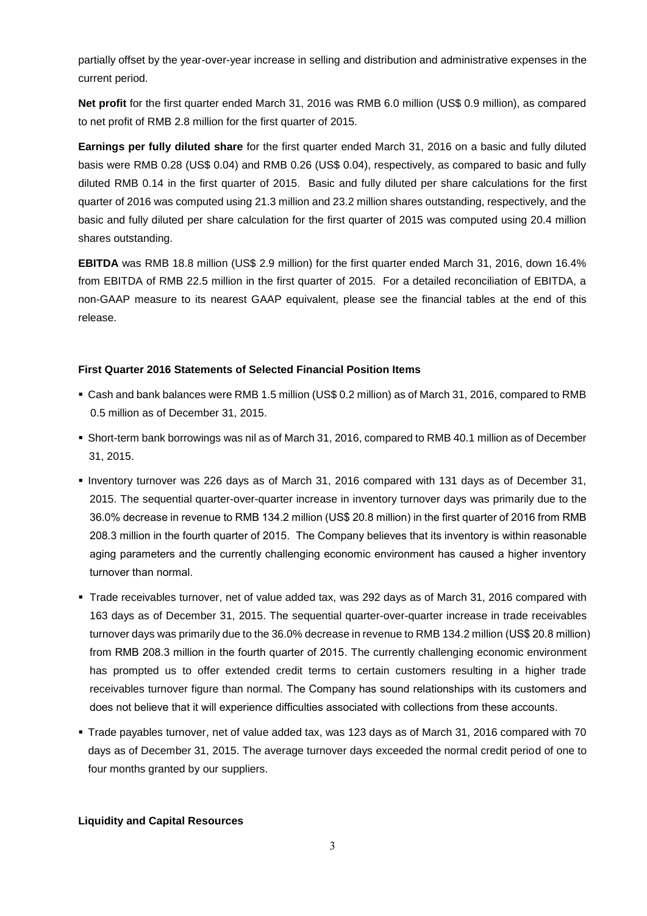partially offset by the year-over-year increase in selling and distribution and administrative expenses in the current period.

**Net profit** for the first quarter ended March 31, 2016 was RMB 6.0 million (US$ 0.9 million), as compared to net profit of RMB 2.8 million for the first quarter of 2015.

**Earnings per fully diluted share** for the first quarter ended March 31, 2016 on a basic and fully diluted basis were RMB 0.28 (US$ 0.04) and RMB 0.26 (US$ 0.04), respectively, as compared to basic and fully diluted RMB 0.14 in the first quarter of 2015. Basic and fully diluted per share calculations for the first quarter of 2016 was computed using 21.3 million and 23.2 million shares outstanding, respectively, and the basic and fully diluted per share calculation for the first quarter of 2015 was computed using 20.4 million shares outstanding.

**EBITDA** was RMB 18.8 million (US$ 2.9 million) for the first quarter ended March 31, 2016, down 16.4% from EBITDA of RMB 22.5 million in the first quarter of 2015. For a detailed reconciliation of EBITDA, a non-GAAP measure to its nearest GAAP equivalent, please see the financial tables at the end of this release.

**First Quarter 2016 Statements of Selected Financial Position Items**

- Cash and bank balances were RMB 1.5 million (US$ 0.2 million) as of March 31, 2016, compared to RMB 0.5 million as of December 31, 2015.
- Short-term bank borrowings was nil as of March 31, 2016, compared to RMB 40.1 million as of December 31, 2015.
- Inventory turnover was 226 days as of March 31, 2016 compared with 131 days as of December 31, 2015. The sequential quarter-over-quarter increase in inventory turnover days was primarily due to the 36.0% decrease in revenue to RMB 134.2 million (US$ 20.8 million) in the first quarter of 2016 from RMB 208.3 million in the fourth quarter of 2015. The Company believes that its inventory is within reasonable aging parameters and the currently challenging economic environment has caused a higher inventory turnover than normal.
- Trade receivables turnover, net of value added tax, was 292 days as of March 31, 2016 compared with 163 days as of December 31, 2015. The sequential quarter-over-quarter increase in trade receivables turnover days was primarily due to the 36.0% decrease in revenue to RMB 134.2 million (US$ 20.8 million) from RMB 208.3 million in the fourth quarter of 2015. The currently challenging economic environment has prompted us to offer extended credit terms to certain customers resulting in a higher trade receivables turnover figure than normal. The Company has sound relationships with its customers and does not believe that it will experience difficulties associated with collections from these accounts.
- Trade payables turnover, net of value added tax, was 123 days as of March 31, 2016 compared with 70 days as of December 31, 2015. The average turnover days exceeded the normal credit period of one to four months granted by our suppliers.

**Liquidity and Capital Resources**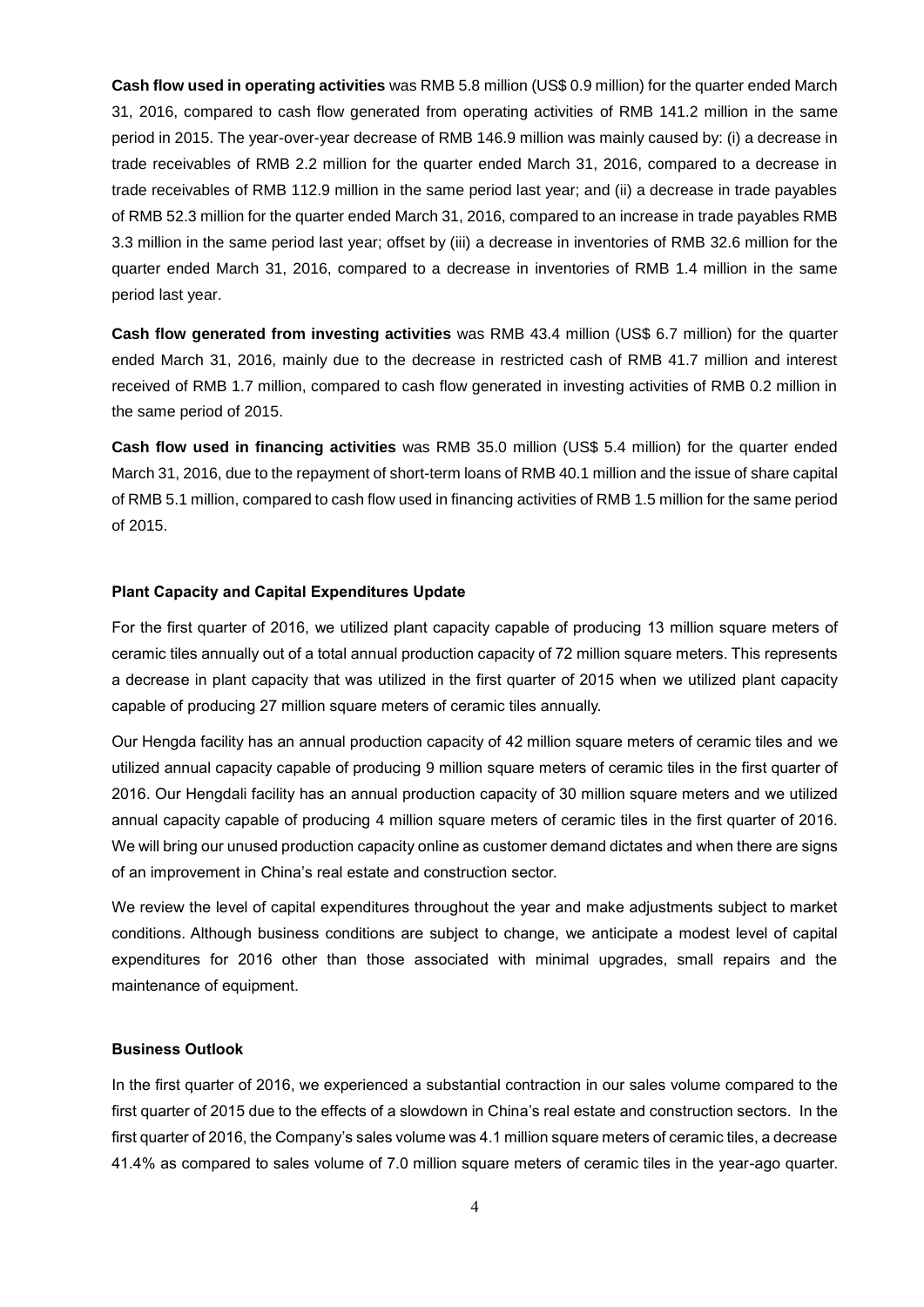**Cash flow used in operating activities** was RMB 5.8 million (US$ 0.9 million) for the quarter ended March 31, 2016, compared to cash flow generated from operating activities of RMB 141.2 million in the same period in 2015. The year-over-year decrease of RMB 146.9 million was mainly caused by: (i) a decrease in trade receivables of RMB 2.2 million for the quarter ended March 31, 2016, compared to a decrease in trade receivables of RMB 112.9 million in the same period last year; and (ii) a decrease in trade payables of RMB 52.3 million for the quarter ended March 31, 2016, compared to an increase in trade payables RMB 3.3 million in the same period last year; offset by (iii) a decrease in inventories of RMB 32.6 million for the quarter ended March 31, 2016, compared to a decrease in inventories of RMB 1.4 million in the same period last year.

**Cash flow generated from investing activities** was RMB 43.4 million (US$ 6.7 million) for the quarter ended March 31, 2016, mainly due to the decrease in restricted cash of RMB 41.7 million and interest received of RMB 1.7 million, compared to cash flow generated in investing activities of RMB 0.2 million in the same period of 2015.

**Cash flow used in financing activities** was RMB 35.0 million (US$ 5.4 million) for the quarter ended March 31, 2016, due to the repayment of short-term loans of RMB 40.1 million and the issue of share capital of RMB 5.1 million, compared to cash flow used in financing activities of RMB 1.5 million for the same period of 2015.

**Plant Capacity and Capital Expenditures Update**

For the first quarter of 2016, we utilized plant capacity capable of producing 13 million square meters of ceramic tiles annually out of a total annual production capacity of 72 million square meters. This represents a decrease in plant capacity that was utilized in the first quarter of 2015 when we utilized plant capacity capable of producing 27 million square meters of ceramic tiles annually.

Our Hengda facility has an annual production capacity of 42 million square meters of ceramic tiles and we utilized annual capacity capable of producing 9 million square meters of ceramic tiles in the first quarter of 2016. Our Hengdali facility has an annual production capacity of 30 million square meters and we utilized annual capacity capable of producing 4 million square meters of ceramic tiles in the first quarter of 2016. We will bring our unused production capacity online as customer demand dictates and when there are signs of an improvement in China's real estate and construction sector.

We review the level of capital expenditures throughout the year and make adjustments subject to market conditions. Although business conditions are subject to change, we anticipate a modest level of capital expenditures for 2016 other than those associated with minimal upgrades, small repairs and the maintenance of equipment.

**Business Outlook**

In the first quarter of 2016, we experienced a substantial contraction in our sales volume compared to the first quarter of 2015 due to the effects of a slowdown in China's real estate and construction sectors. In the first quarter of 2016, the Company's sales volume was 4.1 million square meters of ceramic tiles, a decrease 41.4% as compared to sales volume of 7.0 million square meters of ceramic tiles in the year-ago quarter.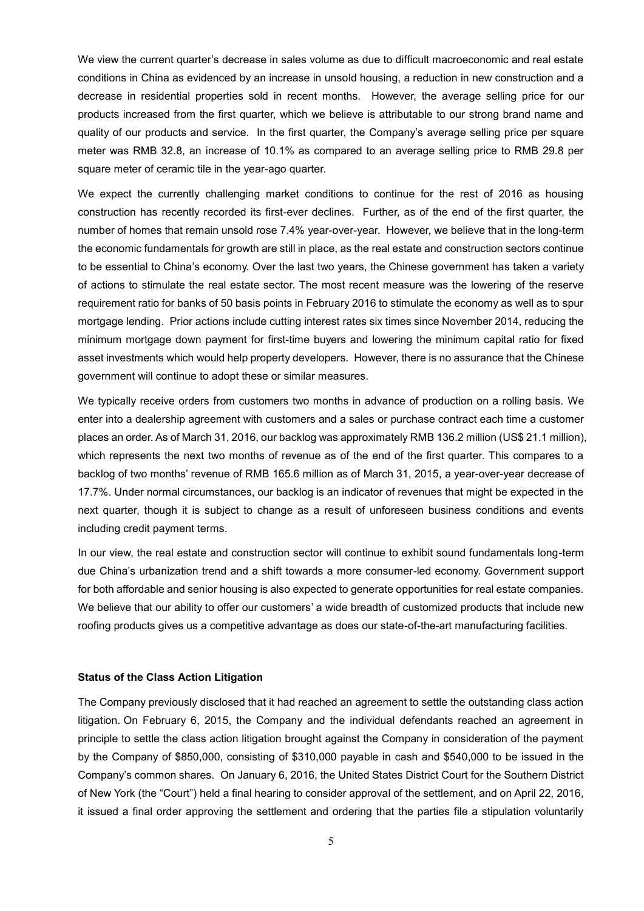We view the current quarter's decrease in sales volume as due to difficult macroeconomic and real estate conditions in China as evidenced by an increase in unsold housing, a reduction in new construction and a decrease in residential properties sold in recent months. However, the average selling price for our products increased from the first quarter, which we believe is attributable to our strong brand name and quality of our products and service. In the first quarter, the Company's average selling price per square meter was RMB 32.8, an increase of 10.1% as compared to an average selling price to RMB 29.8 per square meter of ceramic tile in the year-ago quarter.

We expect the currently challenging market conditions to continue for the rest of 2016 as housing construction has recently recorded its first-ever declines. Further, as of the end of the first quarter, the number of homes that remain unsold rose 7.4% year-over-year. However, we believe that in the long-term the economic fundamentals for growth are still in place, as the real estate and construction sectors continue to be essential to China's economy. Over the last two years, the Chinese government has taken a variety of actions to stimulate the real estate sector. The most recent measure was the lowering of the reserve requirement ratio for banks of 50 basis points in February 2016 to stimulate the economy as well as to spur mortgage lending. Prior actions include cutting interest rates six times since November 2014, reducing the minimum mortgage down payment for first-time buyers and lowering the minimum capital ratio for fixed asset investments which would help property developers. However, there is no assurance that the Chinese government will continue to adopt these or similar measures.

We typically receive orders from customers two months in advance of production on a rolling basis. We enter into a dealership agreement with customers and a sales or purchase contract each time a customer places an order. As of March 31, 2016, our backlog was approximately RMB 136.2 million (US$ 21.1 million), which represents the next two months of revenue as of the end of the first quarter. This compares to a backlog of two months' revenue of RMB 165.6 million as of March 31, 2015, a year-over-year decrease of 17.7%. Under normal circumstances, our backlog is an indicator of revenues that might be expected in the next quarter, though it is subject to change as a result of unforeseen business conditions and events including credit payment terms.

In our view, the real estate and construction sector will continue to exhibit sound fundamentals long-term due China's urbanization trend and a shift towards a more consumer-led economy. Government support for both affordable and senior housing is also expected to generate opportunities for real estate companies. We believe that our ability to offer our customers' a wide breadth of customized products that include new roofing products gives us a competitive advantage as does our state-of-the-art manufacturing facilities.

**Status of the Class Action Litigation**

The Company previously disclosed that it had reached an agreement to settle the outstanding class action litigation. On February 6, 2015, the Company and the individual defendants reached an agreement in principle to settle the class action litigation brought against the Company in consideration of the payment by the Company of $850,000, consisting of $310,000 payable in cash and $540,000 to be issued in the Company's common shares. On January 6, 2016, the United States District Court for the Southern District of New York (the "Court") held a final hearing to consider approval of the settlement, and on April 22, 2016, it issued a final order approving the settlement and ordering that the parties file a stipulation voluntarily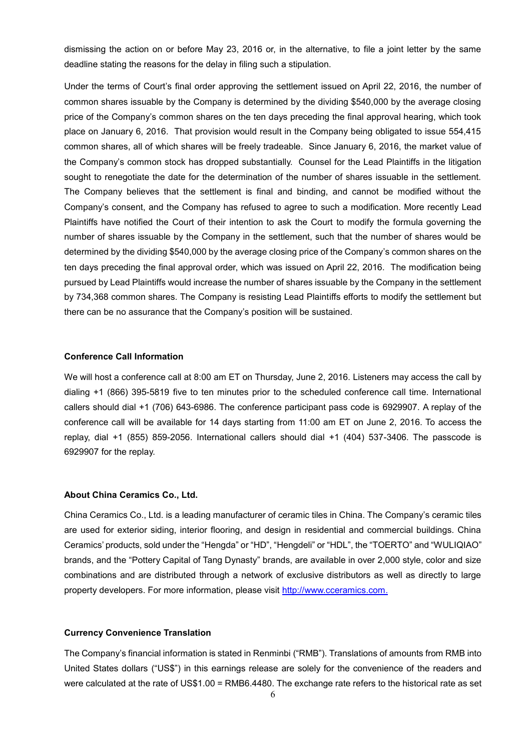dismissing the action on or before May 23, 2016 or, in the alternative, to file a joint letter by the same deadline stating the reasons for the delay in filing such a stipulation.

Under the terms of Court's final order approving the settlement issued on April 22, 2016, the number of common shares issuable by the Company is determined by the dividing $540,000 by the average closing price of the Company's common shares on the ten days preceding the final approval hearing, which took place on January 6, 2016. That provision would result in the Company being obligated to issue 554,415 common shares, all of which shares will be freely tradeable. Since January 6, 2016, the market value of the Company's common stock has dropped substantially. Counsel for the Lead Plaintiffs in the litigation sought to renegotiate the date for the determination of the number of shares issuable in the settlement. The Company believes that the settlement is final and binding, and cannot be modified without the Company's consent, and the Company has refused to agree to such a modification. More recently Lead Plaintiffs have notified the Court of their intention to ask the Court to modify the formula governing the number of shares issuable by the Company in the settlement, such that the number of shares would be determined by the dividing $540,000 by the average closing price of the Company's common shares on the ten days preceding the final approval order, which was issued on April 22, 2016. The modification being pursued by Lead Plaintiffs would increase the number of shares issuable by the Company in the settlement by 734,368 common shares. The Company is resisting Lead Plaintiffs efforts to modify the settlement but there can be no assurance that the Company's position will be sustained.

**Conference Call Information**

We will host a conference call at 8:00 am ET on Thursday, June 2, 2016. Listeners may access the call by dialing +1 (866) 395-5819 five to ten minutes prior to the scheduled conference call time. International callers should dial +1 (706) 643-6986. The conference participant pass code is 6929907. A replay of the conference call will be available for 14 days starting from 11:00 am ET on June 2, 2016. To access the replay, dial +1 (855) 859-2056. International callers should dial +1 (404) 537-3406. The passcode is 6929907 for the replay.

**About China Ceramics Co., Ltd.**

China Ceramics Co., Ltd. is a leading manufacturer of ceramic tiles in China. The Company's ceramic tiles are used for exterior siding, interior flooring, and design in residential and commercial buildings. China Ceramics' products, sold under the "Hengda" or "HD", "Hengdeli" or "HDL", the "TOERTO" and "WULIQIAO" brands, and the "Pottery Capital of Tang Dynasty" brands, are available in over 2,000 style, color and size combinations and are distributed through a network of exclusive distributors as well as directly to large property developers. For more information, please visit [http://www.cceramics.com.](http://www.cceramics.com)

**Currency Convenience Translation**

The Company's financial information is stated in Renminbi ("RMB"). Translations of amounts from RMB into United States dollars ("US$") in this earnings release are solely for the convenience of the readers and were calculated at the rate of US$1.00 = RMB6.4480. The exchange rate refers to the historical rate as set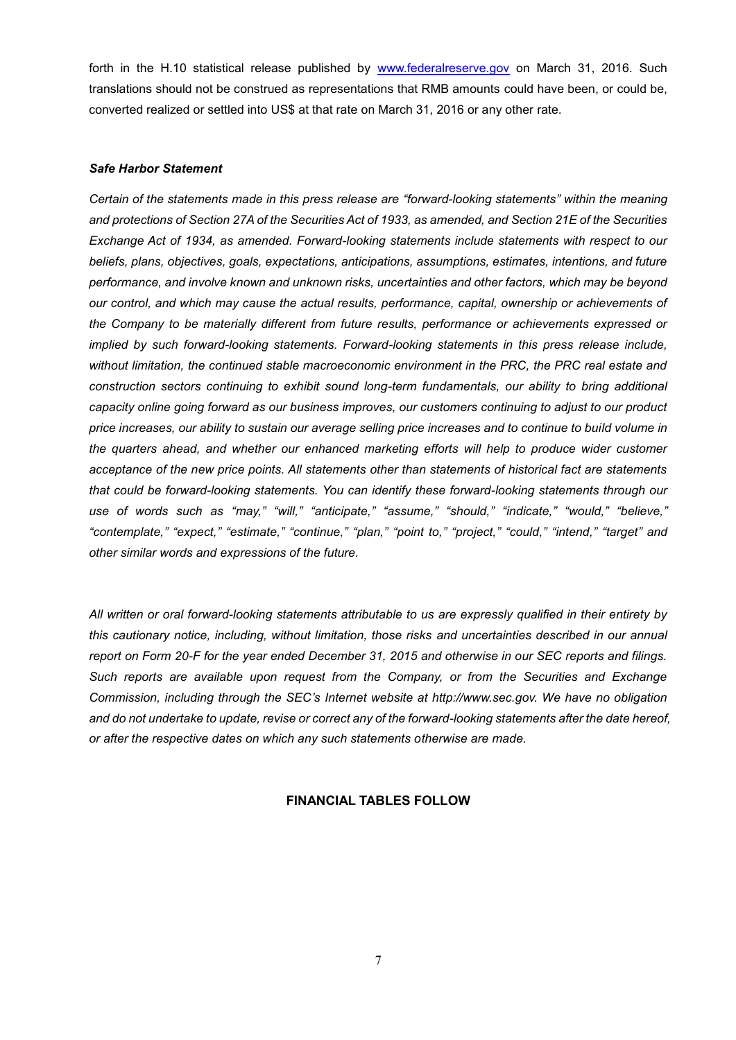forth in the H.10 statistical release published by [www.federalreserve.gov](http://www.federalreserve.gov) on March 31, 2016. Such translations should not be construed as representations that RMB amounts could have been, or could be, converted realized or settled into US$ at that rate on March 31, 2016 or any other rate.

***Safe Harbor Statement***

*Certain of the statements made in this press release are "forward-looking statements" within the meaning and protections of Section 27A of the Securities Act of 1933, as amended, and Section 21E of the Securities Exchange Act of 1934, as amended. Forward-looking statements include statements with respect to our beliefs, plans, objectives, goals, expectations, anticipations, assumptions, estimates, intentions, and future performance, and involve known and unknown risks, uncertainties and other factors, which may be beyond our control, and which may cause the actual results, performance, capital, ownership or achievements of the Company to be materially different from future results, performance or achievements expressed or implied by such forward-looking statements. Forward-looking statements in this press release include, without limitation, the continued stable macroeconomic environment in the PRC, the PRC real estate and construction sectors continuing to exhibit sound long-term fundamentals, our ability to bring additional capacity online going forward as our business improves, our customers continuing to adjust to our product price increases, our ability to sustain our average selling price increases and to continue to build volume in the quarters ahead, and whether our enhanced marketing efforts will help to produce wider customer acceptance of the new price points. All statements other than statements of historical fact are statements that could be forward-looking statements. You can identify these forward-looking statements through our use of words such as "may," "will," "anticipate," "assume," "should," "indicate," "would," "believe," "contemplate," "expect," "estimate," "continue," "plan," "point to," "project," "could," "intend," "target" and other similar words and expressions of the future.*

*All written or oral forward-looking statements attributable to us are expressly qualified in their entirety by this cautionary notice, including, without limitation, those risks and uncertainties described in our annual report on Form 20-F for the year ended December 31, 2015 and otherwise in our SEC reports and filings. Such reports are available upon request from the Company, or from the Securities and Exchange Commission, including through the SEC's Internet website at http://www.sec.gov. We have no obligation and do not undertake to update, revise or correct any of the forward-looking statements after the date hereof, or after the respective dates on which any such statements otherwise are made.*

**FINANCIAL TABLES FOLLOW**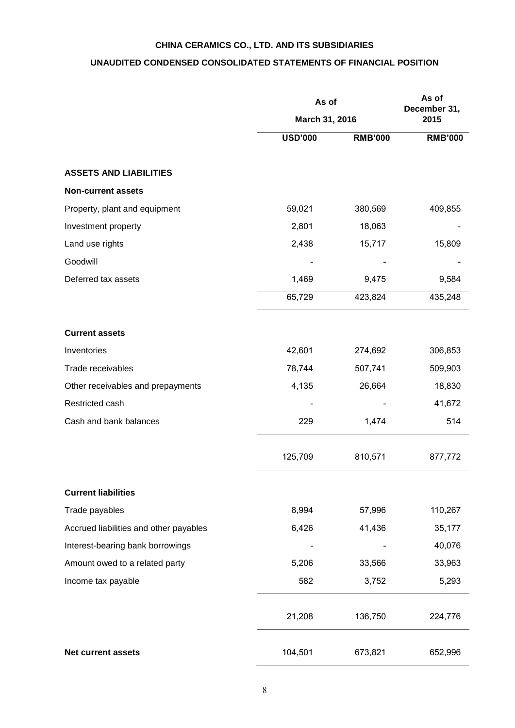# CHINA CERAMICS CO., LTD. AND ITS SUBSIDIARIES

## UNAUDITED CONDENSED CONSOLIDATED STATEMENTS OF FINANCIAL POSITION

| | As of March 31, 2016 | | As of December 31, 2015 |
|---|---|---|---|
| | USD'000 | RMB'000 | RMB'000 |
| **ASSETS AND LIABILITIES** | | | |
| **Non-current assets** | | | |
| Property, plant and equipment | 59,021 | 380,569 | 409,855 |
| Investment property | 2,801 | 18,063 | - |
| Land use rights | 2,438 | 15,717 | 15,809 |
| Goodwill | - | - | - |
| Deferred tax assets | 1,469 | 9,475 | 9,584 |
| | 65,729 | 423,824 | 435,248 |
| **Current assets** | | | |
| Inventories | 42,601 | 274,692 | 306,853 |
| Trade receivables | 78,744 | 507,741 | 509,903 |
| Other receivables and prepayments | 4,135 | 26,664 | 18,830 |
| Restricted cash | - | - | 41,672 |
| Cash and bank balances | 229 | 1,474 | 514 |
| | 125,709 | 810,571 | 877,772 |
| **Current liabilities** | | | |
| Trade payables | 8,994 | 57,996 | 110,267 |
| Accrued liabilities and other payables | 6,426 | 41,436 | 35,177 |
| Interest-bearing bank borrowings | - | - | 40,076 |
| Amount owed to a related party | 5,206 | 33,566 | 33,963 |
| Income tax payable | 582 | 3,752 | 5,293 |
| | 21,208 | 136,750 | 224,776 |
| **Net current assets** | 104,501 | 673,821 | 652,996 |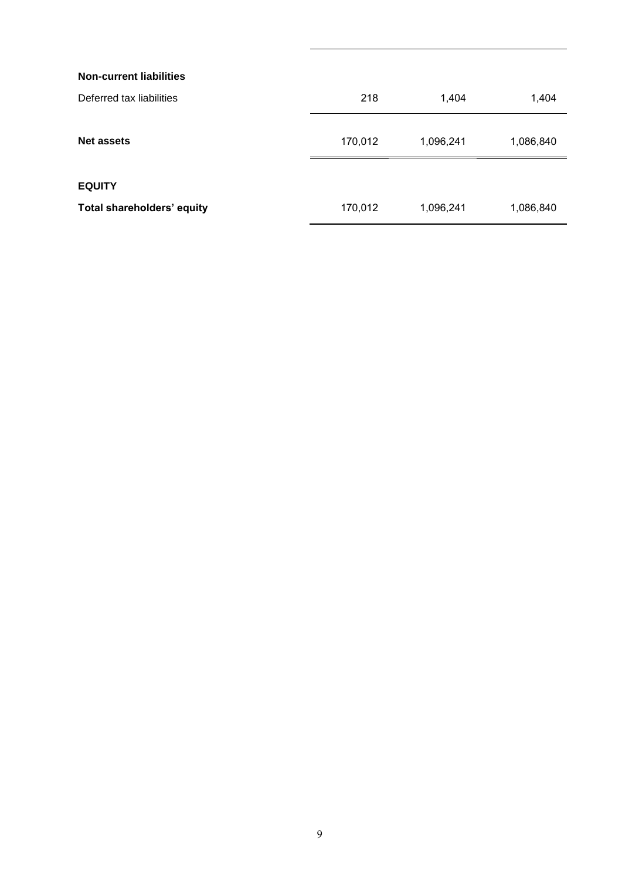| | | | |
|---|---|---|---|
| **Non-current liabilities** | | | |
| Deferred tax liabilities | 218 | 1,404 | 1,404 |
| **Net assets** | 170,012 | 1,096,241 | 1,086,840 |
| **EQUITY** | | | |
| **Total shareholders' equity** | 170,012 | 1,096,241 | 1,086,840 |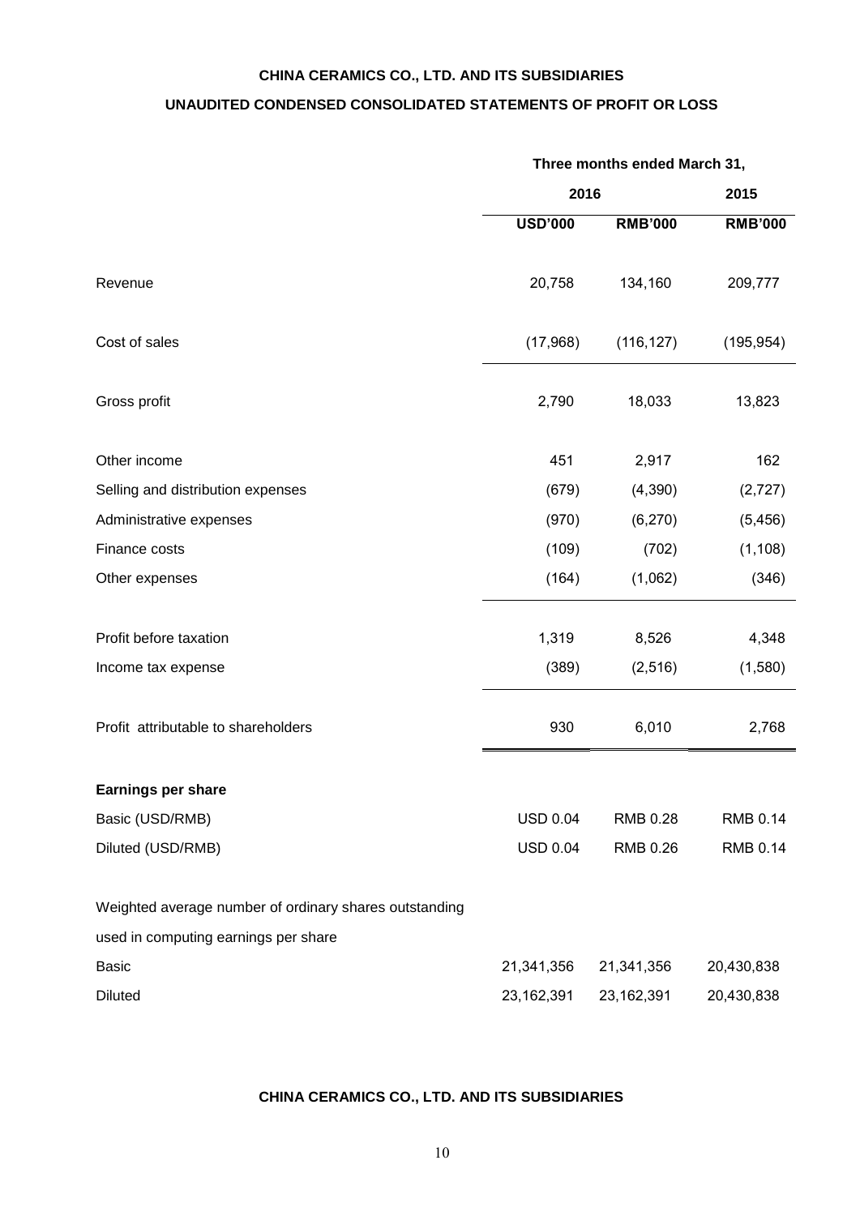**CHINA CERAMICS CO., LTD. AND ITS SUBSIDIARIES**

**UNAUDITED CONDENSED CONSOLIDATED STATEMENTS OF PROFIT OR LOSS**

| | Three months ended March 31, | | |
|---|---|---|---|
| | 2016 | | 2015 |
| | **USD'000** | **RMB'000** | **RMB'000** |
| Revenue | 20,758 | 134,160 | 209,777 |
| Cost of sales | (17,968) | (116,127) | (195,954) |
| Gross profit | 2,790 | 18,033 | 13,823 |
| Other income | 451 | 2,917 | 162 |
| Selling and distribution expenses | (679) | (4,390) | (2,727) |
| Administrative expenses | (970) | (6,270) | (5,456) |
| Finance costs | (109) | (702) | (1,108) |
| Other expenses | (164) | (1,062) | (346) |
| Profit before taxation | 1,319 | 8,526 | 4,348 |
| Income tax expense | (389) | (2,516) | (1,580) |
| Profit attributable to shareholders | 930 | 6,010 | 2,768 |
| **Earnings per share** | | | |
| Basic (USD/RMB) | USD 0.04 | RMB 0.28 | RMB 0.14 |
| Diluted (USD/RMB) | USD 0.04 | RMB 0.26 | RMB 0.14 |
| Weighted average number of ordinary shares outstanding used in computing earnings per share | | | |
| Basic | 21,341,356 | 21,341,356 | 20,430,838 |
| Diluted | 23,162,391 | 23,162,391 | 20,430,838 |

**CHINA CERAMICS CO., LTD. AND ITS SUBSIDIARIES**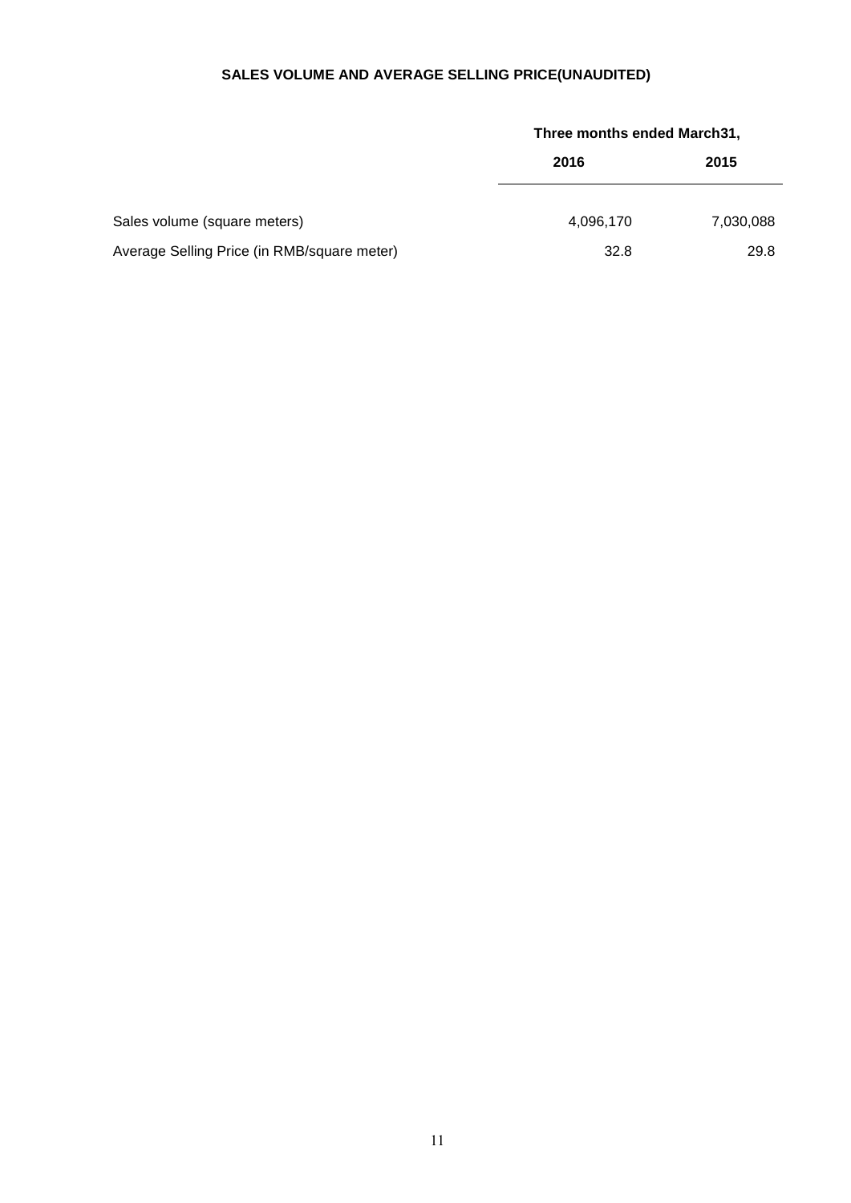## SALES VOLUME AND AVERAGE SELLING PRICE(UNAUDITED)

| | Three months ended March31, | |
|---|---|---|
| | 2016 | 2015 |
| Sales volume (square meters) | 4,096,170 | 7,030,088 |
| Average Selling Price (in RMB/square meter) | 32.8 | 29.8 |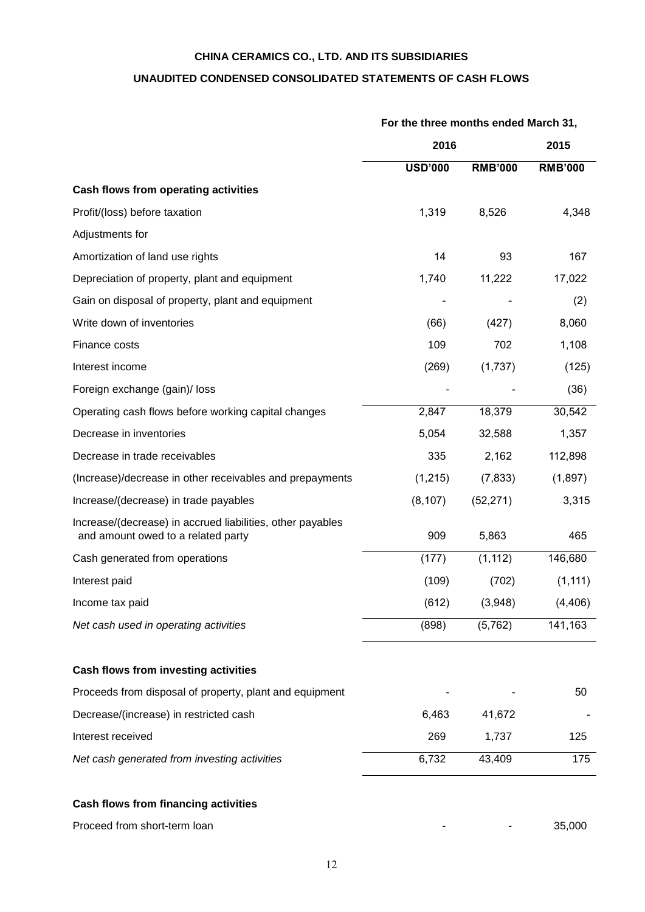**CHINA CERAMICS CO., LTD. AND ITS SUBSIDIARIES**

**UNAUDITED CONDENSED CONSOLIDATED STATEMENTS OF CASH FLOWS**

| | For the three months ended March 31, | | |
|---|---|---|---|
| | 2016 | | 2015 |
| | USD'000 | RMB'000 | RMB'000 |
| **Cash flows from operating activities** | | | |
| Profit/(loss) before taxation | 1,319 | 8,526 | 4,348 |
| Adjustments for | | | |
| Amortization of land use rights | 14 | 93 | 167 |
| Depreciation of property, plant and equipment | 1,740 | 11,222 | 17,022 |
| Gain on disposal of property, plant and equipment | - | - | (2) |
| Write down of inventories | (66) | (427) | 8,060 |
| Finance costs | 109 | 702 | 1,108 |
| Interest income | (269) | (1,737) | (125) |
| Foreign exchange (gain)/ loss | - | - | (36) |
| Operating cash flows before working capital changes | 2,847 | 18,379 | 30,542 |
| Decrease in inventories | 5,054 | 32,588 | 1,357 |
| Decrease in trade receivables | 335 | 2,162 | 112,898 |
| (Increase)/decrease in other receivables and prepayments | (1,215) | (7,833) | (1,897) |
| Increase/(decrease) in trade payables | (8,107) | (52,271) | 3,315 |
| Increase/(decrease) in accrued liabilities, other payables and amount owed to a related party | 909 | 5,863 | 465 |
| Cash generated from operations | (177) | (1,112) | 146,680 |
| Interest paid | (109) | (702) | (1,111) |
| Income tax paid | (612) | (3,948) | (4,406) |
| *Net cash used in operating activities* | (898) | (5,762) | 141,163 |
| | | | |
| **Cash flows from investing activities** | | | |
| Proceeds from disposal of property, plant and equipment | - | - | 50 |
| Decrease/(increase) in restricted cash | 6,463 | 41,672 | - |
| Interest received | 269 | 1,737 | 125 |
| *Net cash generated from investing activities* | 6,732 | 43,409 | 175 |
| | | | |
| **Cash flows from financing activities** | | | |
| Proceed from short-term loan | - | - | 35,000 |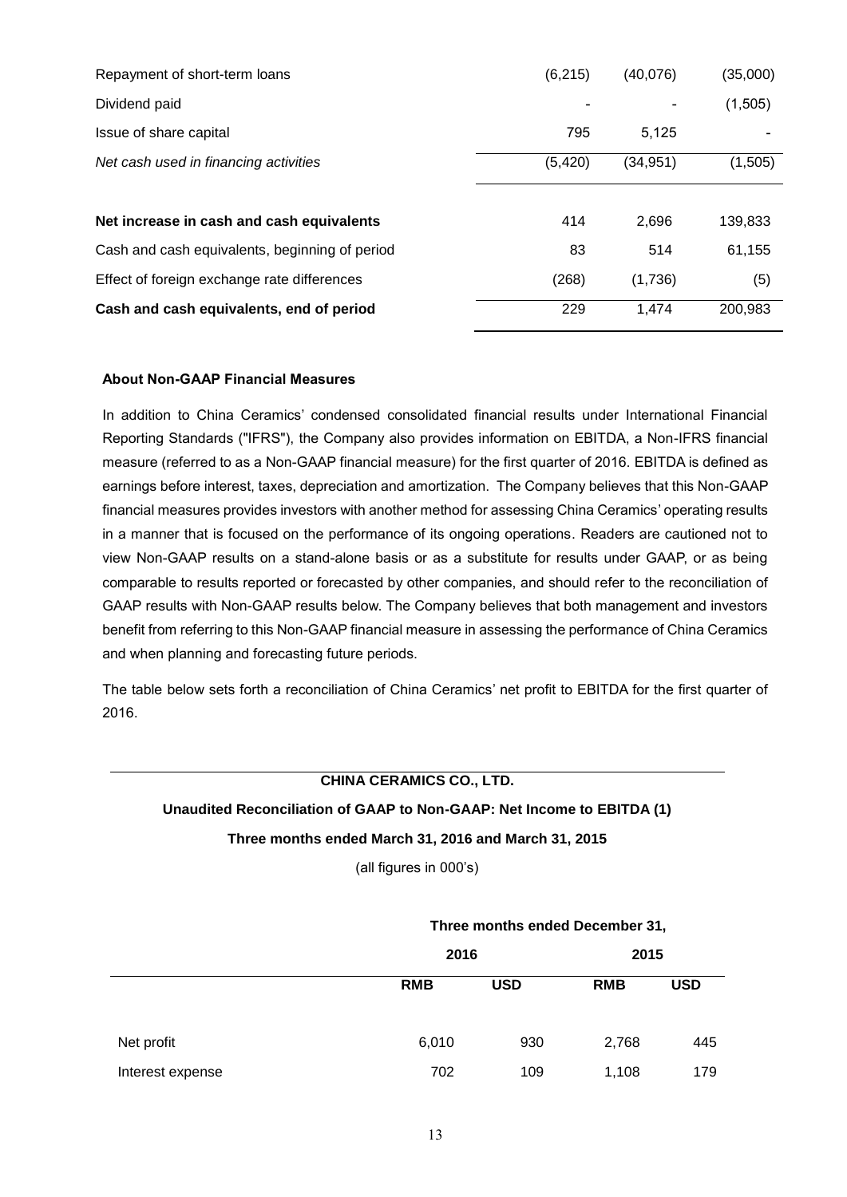| | | | |
|---|---|---|---|
| Repayment of short-term loans | (6,215) | (40,076) | (35,000) |
| Dividend paid | - | - | (1,505) |
| Issue of share capital | 795 | 5,125 | - |
| *Net cash used in financing activities* | (5,420) | (34,951) | (1,505) |
| **Net increase in cash and cash equivalents** | 414 | 2,696 | 139,833 |
| Cash and cash equivalents, beginning of period | 83 | 514 | 61,155 |
| Effect of foreign exchange rate differences | (268) | (1,736) | (5) |
| **Cash and cash equivalents, end of period** | 229 | 1,474 | 200,983 |

**About Non-GAAP Financial Measures**

In addition to China Ceramics' condensed consolidated financial results under International Financial Reporting Standards ("IFRS"), the Company also provides information on EBITDA, a Non-IFRS financial measure (referred to as a Non-GAAP financial measure) for the first quarter of 2016. EBITDA is defined as earnings before interest, taxes, depreciation and amortization. The Company believes that this Non-GAAP financial measures provides investors with another method for assessing China Ceramics' operating results in a manner that is focused on the performance of its ongoing operations. Readers are cautioned not to view Non-GAAP results on a stand-alone basis or as a substitute for results under GAAP, or as being comparable to results reported or forecasted by other companies, and should refer to the reconciliation of GAAP results with Non-GAAP results below. The Company believes that both management and investors benefit from referring to this Non-GAAP financial measure in assessing the performance of China Ceramics and when planning and forecasting future periods.

The table below sets forth a reconciliation of China Ceramics' net profit to EBITDA for the first quarter of 2016.

**CHINA CERAMICS CO., LTD.**

**Unaudited Reconciliation of GAAP to Non-GAAP: Net Income to EBITDA (1)**

**Three months ended March 31, 2016 and March 31, 2015**

(all figures in 000's)

| | **Three months ended December 31,** | | | |
|---|---|---|---|---|
| | **2016** | | **2015** | |
| | **RMB** | **USD** | **RMB** | **USD** |
| Net profit | 6,010 | 930 | 2,768 | 445 |
| Interest expense | 702 | 109 | 1,108 | 179 |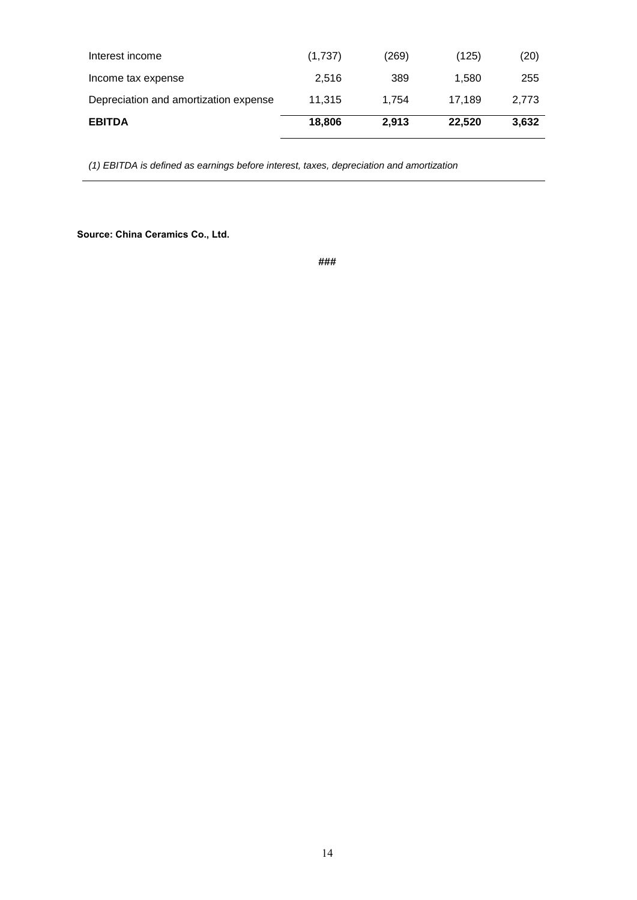| | | | | |
|---|---|---|---|---|
| Interest income | (1,737) | (269) | (125) | (20) |
| Income tax expense | 2,516 | 389 | 1,580 | 255 |
| Depreciation and amortization expense | 11,315 | 1,754 | 17,189 | 2,773 |
| **EBITDA** | **18,806** | **2,913** | **22,520** | **3,632** |

*(1) EBITDA is defined as earnings before interest, taxes, depreciation and amortization*

**Source: China Ceramics Co., Ltd.**

###